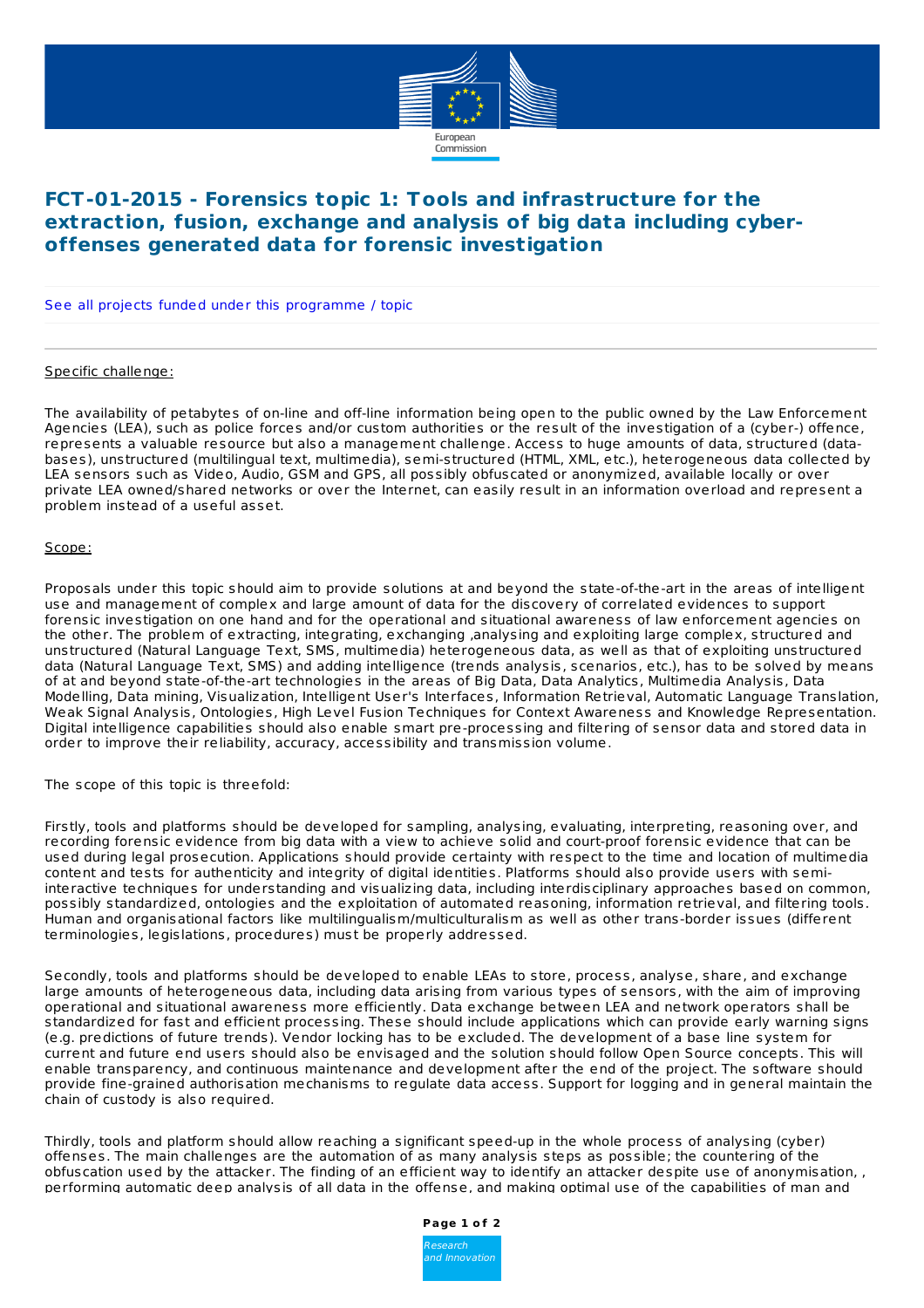# FCT-01-2015 - Forensics topic 1: Tools and infrastructure for the extraction, fusion, exchange and analysis of big data including cyber-offenses generated data for forensic investigation

See all projects funded under this programme / topic

Specific challenge:

The availability of petabytes of on-line and off-line information being open to the public owned by the Law Enforcement Agencies (LEA), such as police forces and/or custom authorities or the result of the investigation of a (cyber-) offence, represents a valuable resource but also a management challenge. Access to huge amounts of data, structured (data-bases), unstructured (multilingual text, multimedia), semi-structured (HTML, XML, etc.), heterogeneous data collected by LEA sensors such as Video, Audio, GSM and GPS, all possibly obfuscated or anonymized, available locally or over private LEA owned/shared networks or over the Internet, can easily result in an information overload and represent a problem instead of a useful asset.

Scope:

Proposals under this topic should aim to provide solutions at and beyond the state-of-the-art in the areas of intelligent use and management of complex and large amount of data for the discovery of correlated evidences to support forensic investigation on one hand and for the operational and situational awareness of law enforcement agencies on the other. The problem of extracting, integrating, exchanging ,analysing and exploiting large complex, structured and unstructured (Natural Language Text, SMS, multimedia) heterogeneous data, as well as that of exploiting unstructured data (Natural Language Text, SMS) and adding intelligence (trends analysis, scenarios, etc.), has to be solved by means of at and beyond state-of-the-art technologies in the areas of Big Data, Data Analytics, Multimedia Analysis, Data Modelling, Data mining, Visualization, Intelligent User's Interfaces, Information Retrieval, Automatic Language Translation, Weak Signal Analysis, Ontologies, High Level Fusion Techniques for Context Awareness and Knowledge Representation. Digital intelligence capabilities should also enable smart pre-processing and filtering of sensor data and stored data in order to improve their reliability, accuracy, accessibility and transmission volume.

The scope of this topic is threefold:

Firstly, tools and platforms should be developed for sampling, analysing, evaluating, interpreting, reasoning over, and recording forensic evidence from big data with a view to achieve solid and court-proof forensic evidence that can be used during legal prosecution. Applications should provide certainty with respect to the time and location of multimedia content and tests for authenticity and integrity of digital identities. Platforms should also provide users with semi-interactive techniques for understanding and visualizing data, including interdisciplinary approaches based on common, possibly standardized, ontologies and the exploitation of automated reasoning, information retrieval, and filtering tools. Human and organisational factors like multilingualism/multiculturalism as well as other trans-border issues (different terminologies, legislations, procedures) must be properly addressed.

Secondly, tools and platforms should be developed to enable LEAs to store, process, analyse, share, and exchange large amounts of heterogeneous data, including data arising from various types of sensors, with the aim of improving operational and situational awareness more efficiently. Data exchange between LEA and network operators shall be standardized for fast and efficient processing. These should include applications which can provide early warning signs (e.g. predictions of future trends). Vendor locking has to be excluded. The development of a base line system for current and future end users should also be envisaged and the solution should follow Open Source concepts. This will enable transparency, and continuous maintenance and development after the end of the project. The software should provide fine-grained authorisation mechanisms to regulate data access. Support for logging and in general maintain the chain of custody is also required.

Thirdly, tools and platform should allow reaching a significant speed-up in the whole process of analysing (cyber) offenses. The main challenges are the automation of as many analysis steps as possible; the countering of the obfuscation used by the attacker. The finding of an efficient way to identify an attacker despite use of anonymisation, , performing automatic deep analysis of all data in the offense, and making optimal use of the capabilities of man and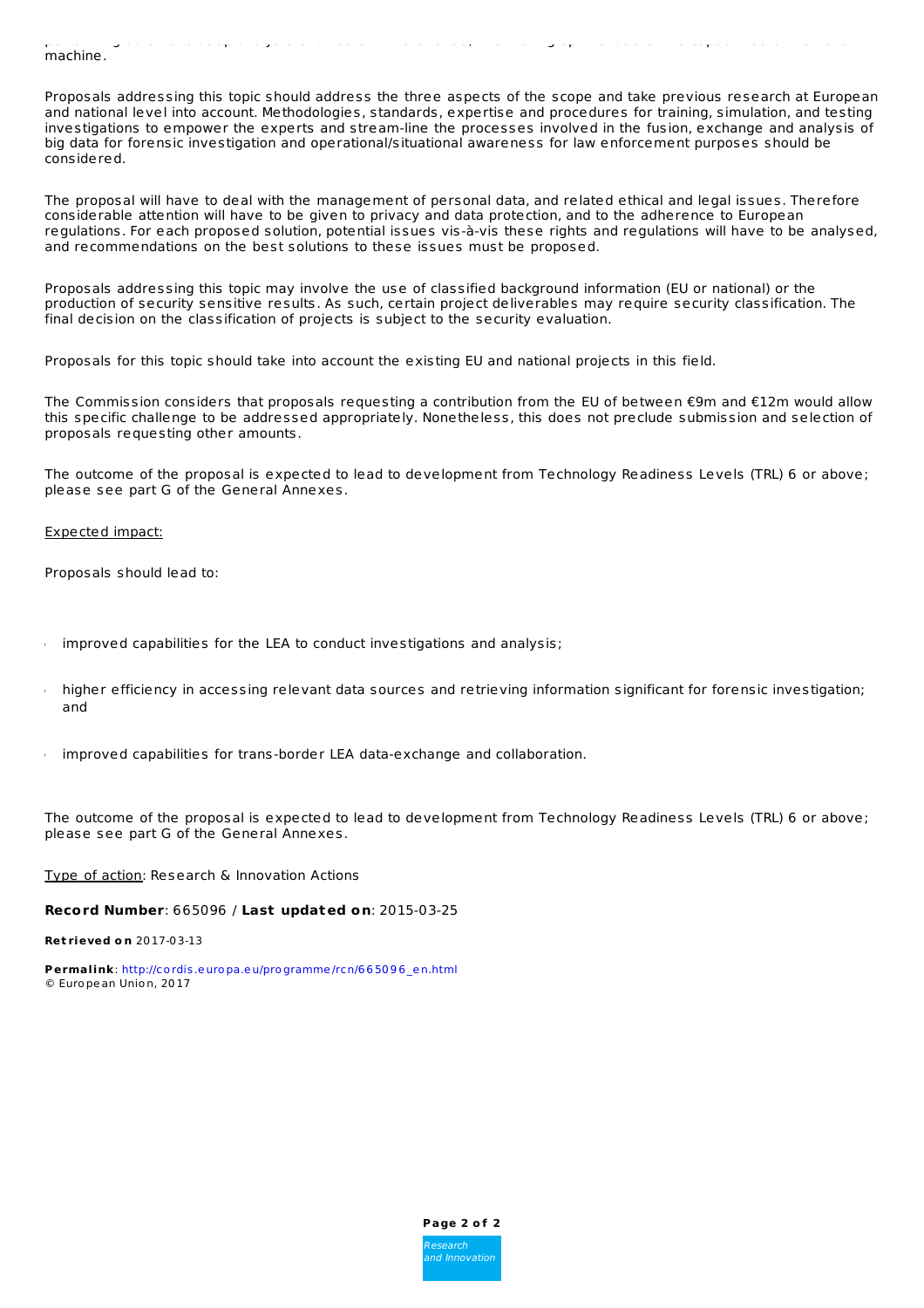machine.

Proposals addressing this topic should address the three aspects of the scope and take previous research at European and national level into account. Methodologies, standards, expertise and procedures for training, simulation, and testing investigations to empower the experts and stream-line the processes involved in the fusion, exchange and analysis of big data for forensic investigation and operational/situational awareness for law enforcement purposes should be considered.

The proposal will have to deal with the management of personal data, and related ethical and legal issues. Therefore considerable attention will have to be given to privacy and data protection, and to the adherence to European regulations. For each proposed solution, potential issues vis-à-vis these rights and regulations will have to be analysed, and recommendations on the best solutions to these issues must be proposed.

Proposals addressing this topic may involve the use of classified background information (EU or national) or the production of security sensitive results. As such, certain project deliverables may require security classification. The final decision on the classification of projects is subject to the security evaluation.

Proposals for this topic should take into account the existing EU and national projects in this field.

The Commission considers that proposals requesting a contribution from the EU of between €9m and €12m would allow this specific challenge to be addressed appropriately. Nonetheless, this does not preclude submission and selection of proposals requesting other amounts.

The outcome of the proposal is expected to lead to development from Technology Readiness Levels (TRL) 6 or above; please see part G of the General Annexes.

Expected impact:

Proposals should lead to:

- improved capabilities for the LEA to conduct investigations and analysis;
- higher efficiency in accessing relevant data sources and retrieving information significant for forensic investigation; and
- improved capabilities for trans-border LEA data-exchange and collaboration.

The outcome of the proposal is expected to lead to development from Technology Readiness Levels (TRL) 6 or above; please see part G of the General Annexes.

Type of action: Research & Innovation Actions

**Record Number**: 665096 / **Last updated on**: 2015-03-25

**Retrieved on** 2017-03-13

**Permalink**: http://cordis.europa.eu/programme/rcn/665096_en.html
© European Union, 2017